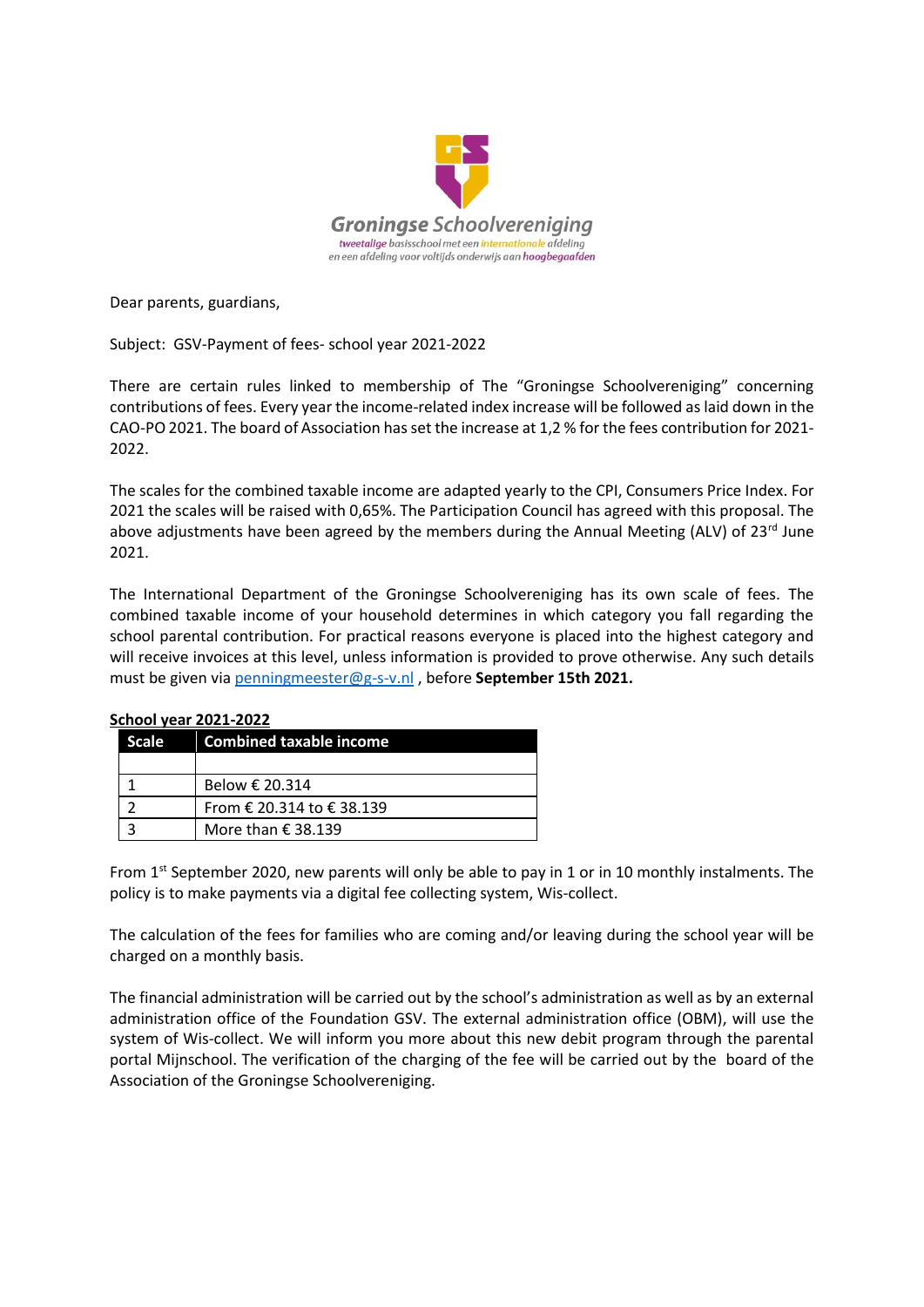Groningse Schoolvereniging

*tweetalige basisschool met een internationale afdeling en een afdeling voor voltijds onderwijs aan hoogbegaafden*

Dear parents, guardians,

Subject: GSV-Payment of fees- school year 2021-2022

There are certain rules linked to membership of The "Groningse Schoolvereniging" concerning contributions of fees. Every year the income-related index increase will be followed as laid down in the CAO-PO 2021. The board of Association has set the increase at 1,2 % for the fees contribution for 2021-2022.

The scales for the combined taxable income are adapted yearly to the CPI, Consumers Price Index. For 2021 the scales will be raised with 0,65%. The Participation Council has agreed with this proposal. The above adjustments have been agreed by the members during the Annual Meeting (ALV) of 23rd June 2021.

The International Department of the Groningse Schoolvereniging has its own scale of fees. The combined taxable income of your household determines in which category you fall regarding the school parental contribution. For practical reasons everyone is placed into the highest category and will receive invoices at this level, unless information is provided to prove otherwise. Any such details must be given via penningmeester@g-s-v.nl , before **September 15th 2021.**

**School year 2021-2022**

| Scale | Combined taxable income |
|---|---|
| | |
| 1 | Below € 20.314 |
| 2 | From € 20.314 to € 38.139 |
| 3 | More than € 38.139 |

From 1st September 2020, new parents will only be able to pay in 1 or in 10 monthly instalments. The policy is to make payments via a digital fee collecting system, Wis-collect.

The calculation of the fees for families who are coming and/or leaving during the school year will be charged on a monthly basis.

The financial administration will be carried out by the school's administration as well as by an external administration office of the Foundation GSV. The external administration office (OBM), will use the system of Wis-collect. We will inform you more about this new debit program through the parental portal Mijnschool. The verification of the charging of the fee will be carried out by the board of the Association of the Groningse Schoolvereniging.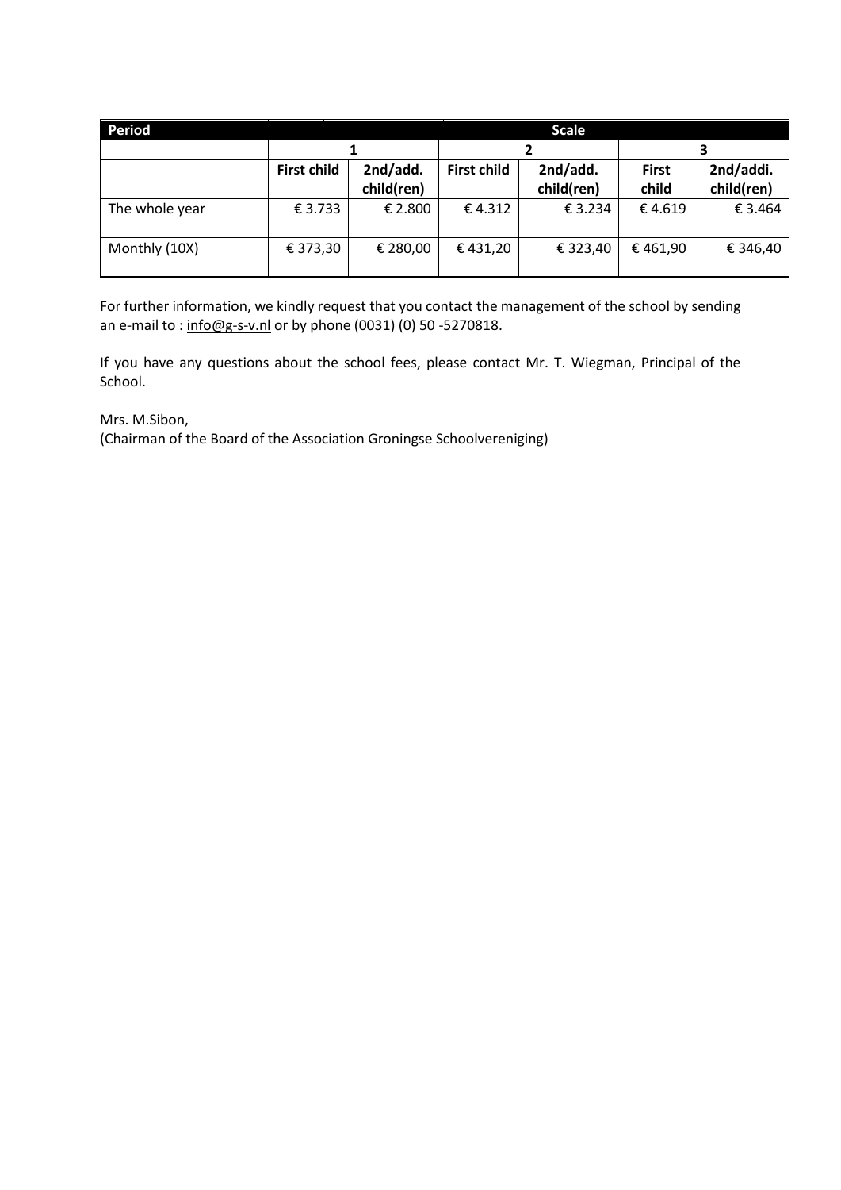| Period | Scale | | | | | |
|---|---|---|---|---|---|---|
| | 1 | | 2 | | 3 | |
| | **First child** | **2nd/add. child(ren)** | **First child** | **2nd/add. child(ren)** | **First child** | **2nd/addi. child(ren)** |
| The whole year | € 3.733 | € 2.800 | € 4.312 | € 3.234 | € 4.619 | € 3.464 |
| Monthly (10X) | € 373,30 | € 280,00 | € 431,20 | € 323,40 | € 461,90 | € 346,40 |

For further information, we kindly request that you contact the management of the school by sending an e-mail to : info@g-s-v.nl or by phone (0031) (0) 50 -5270818.

If you have any questions about the school fees, please contact Mr. T. Wiegman, Principal of the School.

Mrs. M.Sibon,
(Chairman of the Board of the Association Groningse Schoolvereniging)